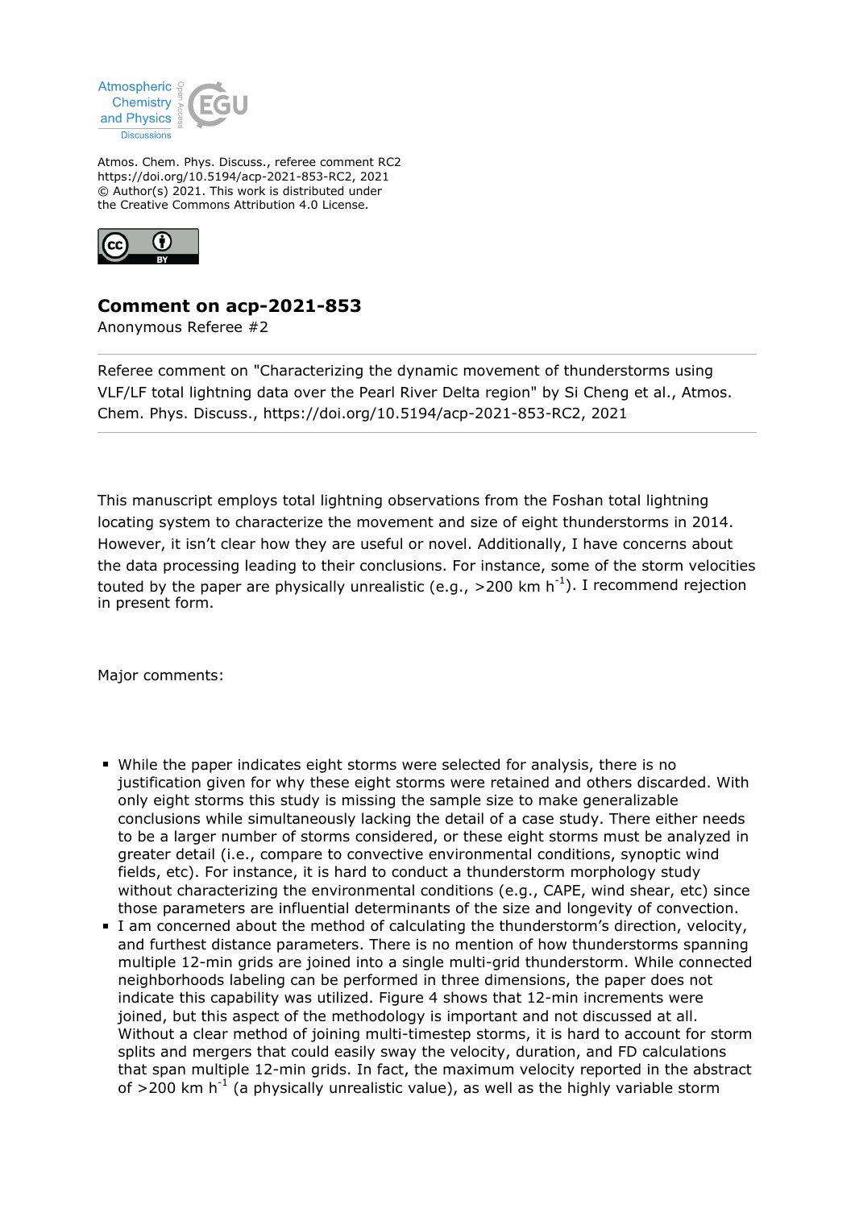Atmos. Chem. Phys. Discuss., referee comment RC2
https://doi.org/10.5194/acp-2021-853-RC2, 2021
© Author(s) 2021. This work is distributed under
the Creative Commons Attribution 4.0 License.

# Comment on acp-2021-853

Anonymous Referee #2

Referee comment on "Characterizing the dynamic movement of thunderstorms using VLF/LF total lightning data over the Pearl River Delta region" by Si Cheng et al., Atmos. Chem. Phys. Discuss., https://doi.org/10.5194/acp-2021-853-RC2, 2021

This manuscript employs total lightning observations from the Foshan total lightning locating system to characterize the movement and size of eight thunderstorms in 2014. However, it isn't clear how they are useful or novel. Additionally, I have concerns about the data processing leading to their conclusions. For instance, some of the storm velocities touted by the paper are physically unrealistic (e.g., >200 km $h^{-1}$). I recommend rejection in present form.

Major comments:

- While the paper indicates eight storms were selected for analysis, there is no justification given for why these eight storms were retained and others discarded. With only eight storms this study is missing the sample size to make generalizable conclusions while simultaneously lacking the detail of a case study. There either needs to be a larger number of storms considered, or these eight storms must be analyzed in greater detail (i.e., compare to convective environmental conditions, synoptic wind fields, etc). For instance, it is hard to conduct a thunderstorm morphology study without characterizing the environmental conditions (e.g., CAPE, wind shear, etc) since those parameters are influential determinants of the size and longevity of convection.
- I am concerned about the method of calculating the thunderstorm's direction, velocity, and furthest distance parameters. There is no mention of how thunderstorms spanning multiple 12-min grids are joined into a single multi-grid thunderstorm. While connected neighborhoods labeling can be performed in three dimensions, the paper does not indicate this capability was utilized. Figure 4 shows that 12-min increments were joined, but this aspect of the methodology is important and not discussed at all. Without a clear method of joining multi-timestep storms, it is hard to account for storm splits and mergers that could easily sway the velocity, duration, and FD calculations that span multiple 12-min grids. In fact, the maximum velocity reported in the abstract of >200 km $h^{-1}$ (a physically unrealistic value), as well as the highly variable storm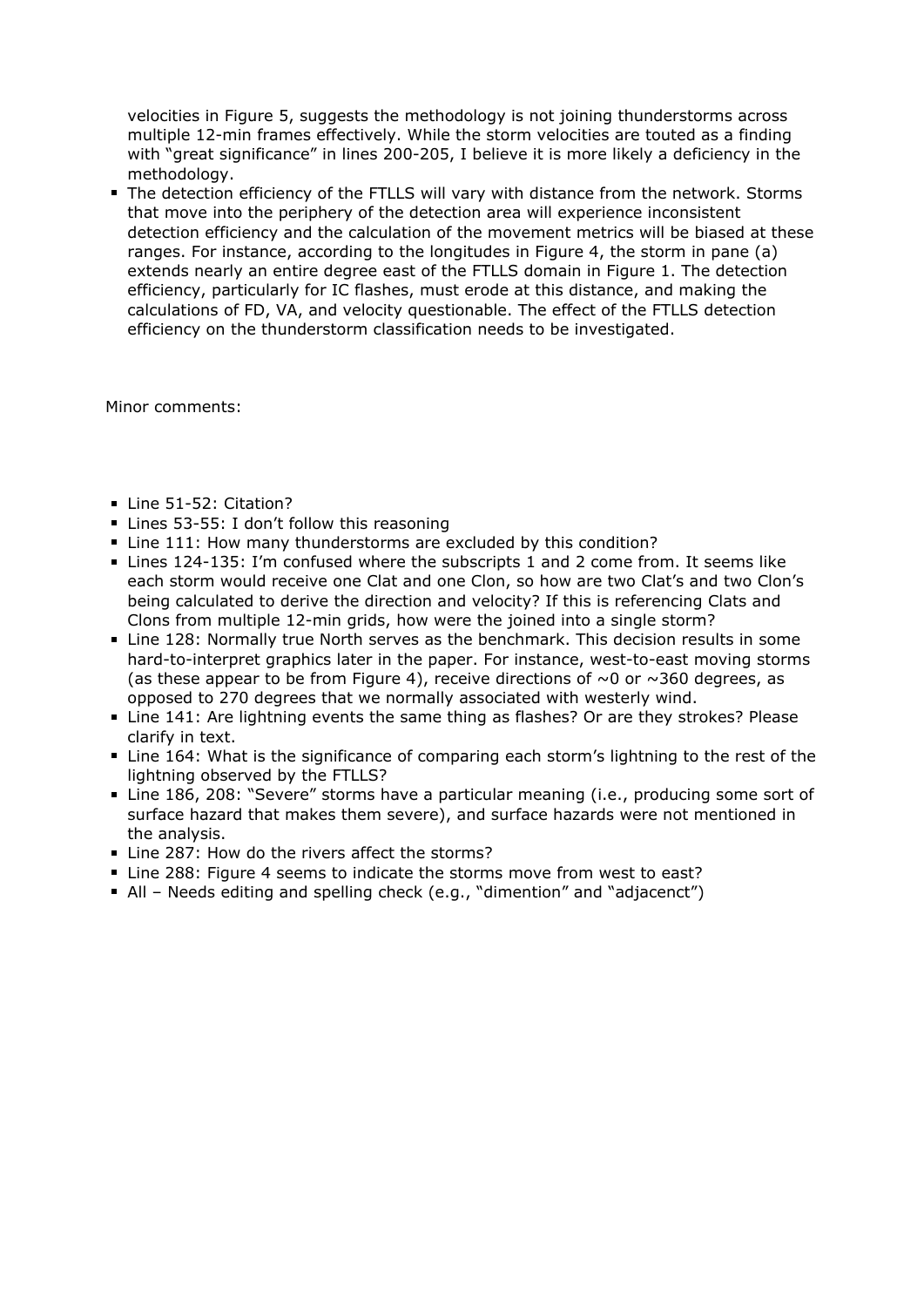velocities in Figure 5, suggests the methodology is not joining thunderstorms across multiple 12-min frames effectively. While the storm velocities are touted as a finding with "great significance" in lines 200-205, I believe it is more likely a deficiency in the methodology.

- The detection efficiency of the FTLLS will vary with distance from the network. Storms that move into the periphery of the detection area will experience inconsistent detection efficiency and the calculation of the movement metrics will be biased at these ranges. For instance, according to the longitudes in Figure 4, the storm in pane (a) extends nearly an entire degree east of the FTLLS domain in Figure 1. The detection efficiency, particularly for IC flashes, must erode at this distance, and making the calculations of FD, VA, and velocity questionable. The effect of the FTLLS detection efficiency on the thunderstorm classification needs to be investigated.

Minor comments:

- Line 51-52: Citation?
- Lines 53-55: I don't follow this reasoning
- Line 111: How many thunderstorms are excluded by this condition?
- Lines 124-135: I'm confused where the subscripts 1 and 2 come from. It seems like each storm would receive one Clat and one Clon, so how are two Clat's and two Clon's being calculated to derive the direction and velocity? If this is referencing Clats and Clons from multiple 12-min grids, how were the joined into a single storm?
- Line 128: Normally true North serves as the benchmark. This decision results in some hard-to-interpret graphics later in the paper. For instance, west-to-east moving storms (as these appear to be from Figure 4), receive directions of ~0 or ~360 degrees, as opposed to 270 degrees that we normally associated with westerly wind.
- Line 141: Are lightning events the same thing as flashes? Or are they strokes? Please clarify in text.
- Line 164: What is the significance of comparing each storm's lightning to the rest of the lightning observed by the FTLLS?
- Line 186, 208: "Severe" storms have a particular meaning (i.e., producing some sort of surface hazard that makes them severe), and surface hazards were not mentioned in the analysis.
- Line 287: How do the rivers affect the storms?
- Line 288: Figure 4 seems to indicate the storms move from west to east?
- All – Needs editing and spelling check (e.g., "dimention" and "adjacenct")